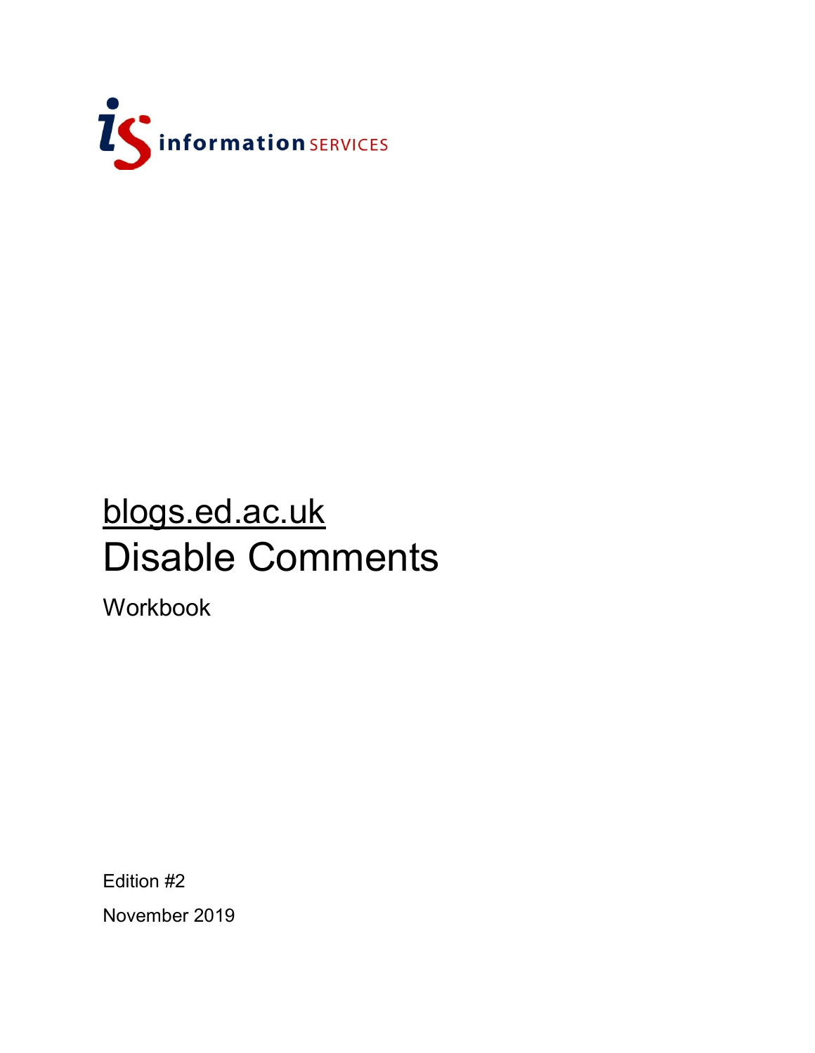information SERVICES

# blogs.ed.ac.uk
# Disable Comments

Workbook

Edition #2

November 2019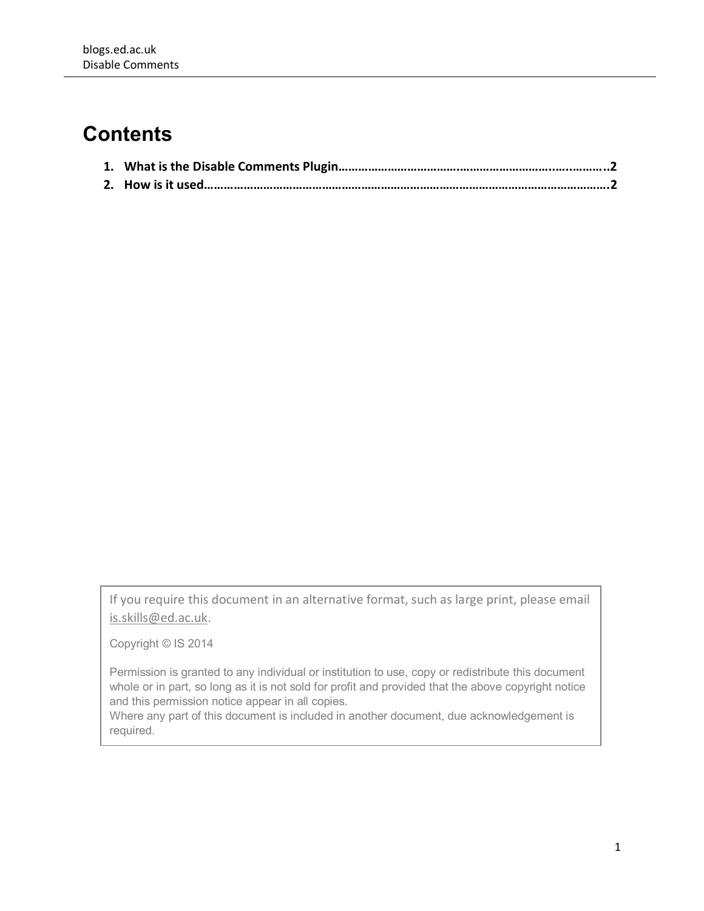# Contents

1. **What is the Disable Comments Plugin……………………………………………………………………..2**
2. **How is it used……………………………………………………………………………………………………….2**

If you require this document in an alternative format, such as large print, please email is.skills@ed.ac.uk.

Copyright © IS 2014

Permission is granted to any individual or institution to use, copy or redistribute this document whole or in part, so long as it is not sold for profit and provided that the above copyright notice and this permission notice appear in all copies.
Where any part of this document is included in another document, due acknowledgement is required.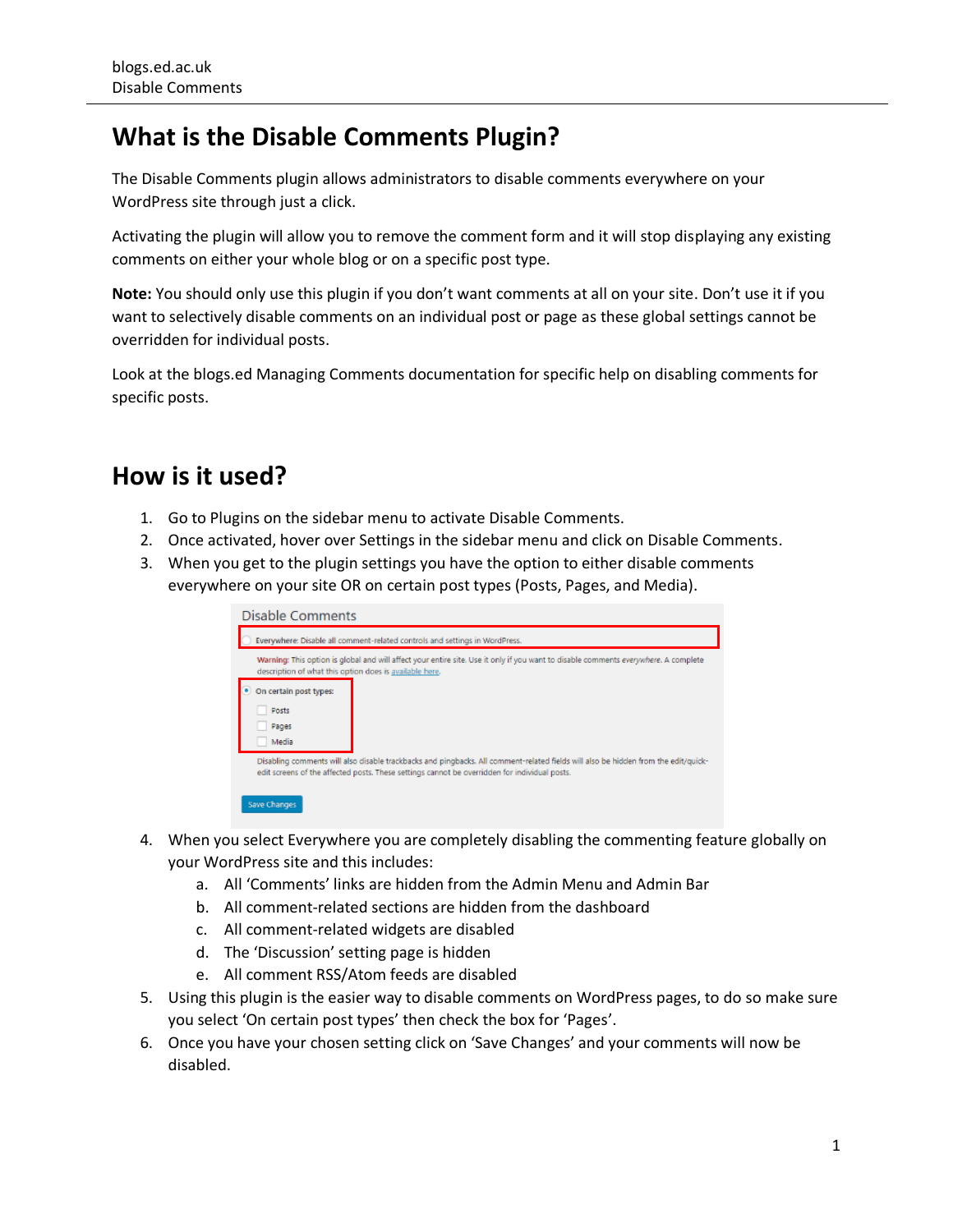# What is the Disable Comments Plugin?

The Disable Comments plugin allows administrators to disable comments everywhere on your WordPress site through just a click.

Activating the plugin will allow you to remove the comment form and it will stop displaying any existing comments on either your whole blog or on a specific post type.

**Note:** You should only use this plugin if you don't want comments at all on your site. Don't use it if you want to selectively disable comments on an individual post or page as these global settings cannot be overridden for individual posts.

Look at the blogs.ed Managing Comments documentation for specific help on disabling comments for specific posts.

# How is it used?

1. Go to Plugins on the sidebar menu to activate Disable Comments.
2. Once activated, hover over Settings in the sidebar menu and click on Disable Comments.
3. When you get to the plugin settings you have the option to either disable comments everywhere on your site OR on certain post types (Posts, Pages, and Media).

Disable Comments

Everywhere: Disable all comment-related controls and settings in WordPress.

Warning: This option is global and will affect your entire site. Use it only if you want to disable comments *everywhere*. A complete description of what this option does is available here.

On certain post types:

Posts

Pages

Media

Disabling comments will also disable trackbacks and pingbacks. All comment-related fields will also be hidden from the edit/quick-edit screens of the affected posts. These settings cannot be overridden for individual posts.

Save Changes

4. When you select Everywhere you are completely disabling the commenting feature globally on your WordPress site and this includes:
    a. All 'Comments' links are hidden from the Admin Menu and Admin Bar
    b. All comment-related sections are hidden from the dashboard
    c. All comment-related widgets are disabled
    d. The 'Discussion' setting page is hidden
    e. All comment RSS/Atom feeds are disabled
5. Using this plugin is the easier way to disable comments on WordPress pages, to do so make sure you select 'On certain post types' then check the box for 'Pages'.
6. Once you have your chosen setting click on 'Save Changes' and your comments will now be disabled.